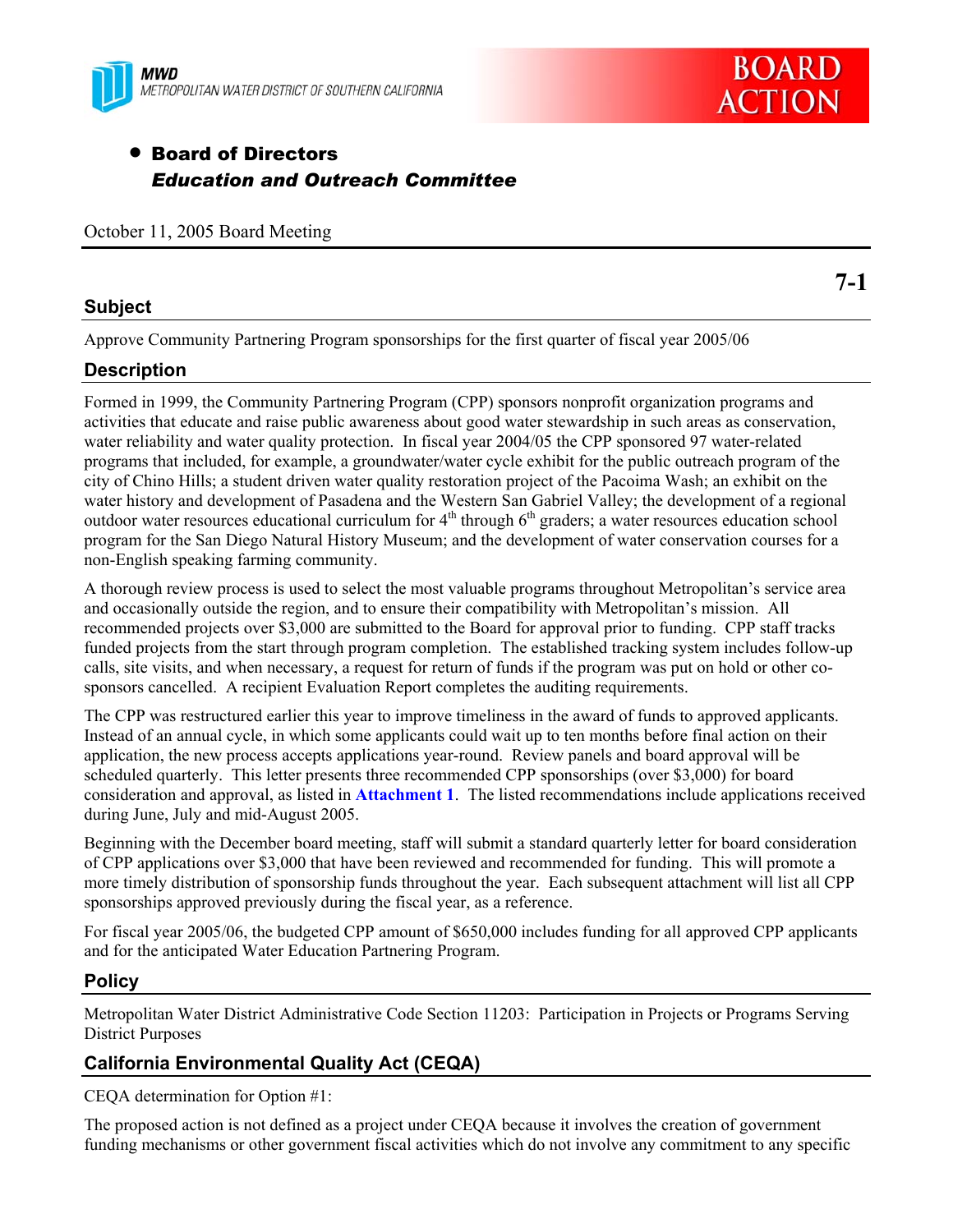MWD
METROPOLITAN WATER DISTRICT OF SOUTHERN CALIFORNIA

**BOARD ACTION**

- **Board of Directors**
  ***Education and Outreach Committee***

October 11, 2005 Board Meeting

**7-1**

## Subject

Approve Community Partnering Program sponsorships for the first quarter of fiscal year 2005/06

## Description

Formed in 1999, the Community Partnering Program (CPP) sponsors nonprofit organization programs and activities that educate and raise public awareness about good water stewardship in such areas as conservation, water reliability and water quality protection. In fiscal year 2004/05 the CPP sponsored 97 water-related programs that included, for example, a groundwater/water cycle exhibit for the public outreach program of the city of Chino Hills; a student driven water quality restoration project of the Pacoima Wash; an exhibit on the water history and development of Pasadena and the Western San Gabriel Valley; the development of a regional outdoor water resources educational curriculum for 4th through 6th graders; a water resources education school program for the San Diego Natural History Museum; and the development of water conservation courses for a non-English speaking farming community.

A thorough review process is used to select the most valuable programs throughout Metropolitan's service area and occasionally outside the region, and to ensure their compatibility with Metropolitan's mission. All recommended projects over $3,000 are submitted to the Board for approval prior to funding. CPP staff tracks funded projects from the start through program completion. The established tracking system includes follow-up calls, site visits, and when necessary, a request for return of funds if the program was put on hold or other co-sponsors cancelled. A recipient Evaluation Report completes the auditing requirements.

The CPP was restructured earlier this year to improve timeliness in the award of funds to approved applicants. Instead of an annual cycle, in which some applicants could wait up to ten months before final action on their application, the new process accepts applications year-round. Review panels and board approval will be scheduled quarterly. This letter presents three recommended CPP sponsorships (over $3,000) for board consideration and approval, as listed in **Attachment 1**. The listed recommendations include applications received during June, July and mid-August 2005.

Beginning with the December board meeting, staff will submit a standard quarterly letter for board consideration of CPP applications over $3,000 that have been reviewed and recommended for funding. This will promote a more timely distribution of sponsorship funds throughout the year. Each subsequent attachment will list all CPP sponsorships approved previously during the fiscal year, as a reference.

For fiscal year 2005/06, the budgeted CPP amount of $650,000 includes funding for all approved CPP applicants and for the anticipated Water Education Partnering Program.

## Policy

Metropolitan Water District Administrative Code Section 11203: Participation in Projects or Programs Serving District Purposes

## California Environmental Quality Act (CEQA)

CEQA determination for Option #1:

The proposed action is not defined as a project under CEQA because it involves the creation of government funding mechanisms or other government fiscal activities which do not involve any commitment to any specific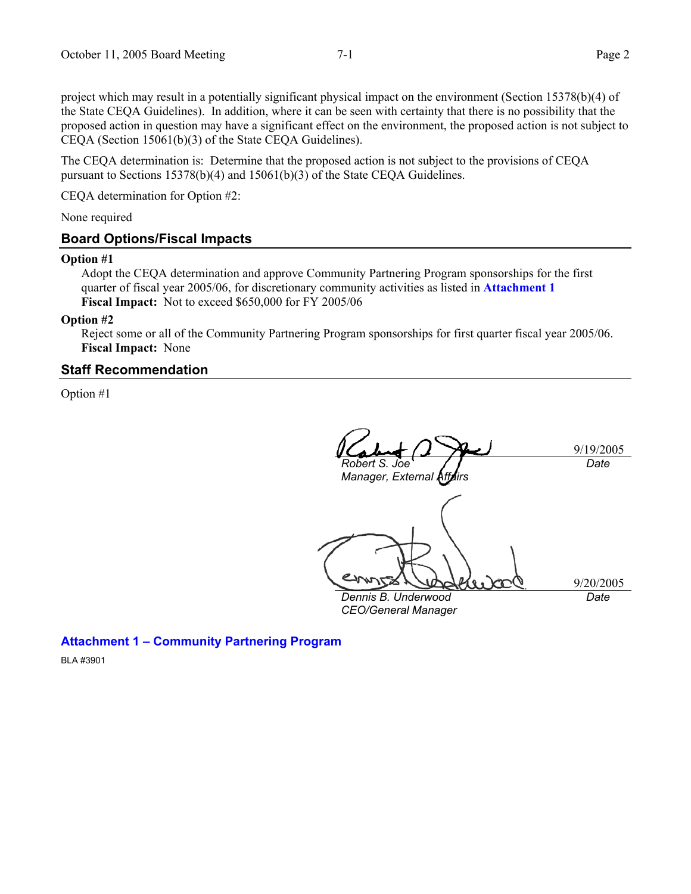project which may result in a potentially significant physical impact on the environment (Section 15378(b)(4) of the State CEQA Guidelines). In addition, where it can be seen with certainty that there is no possibility that the proposed action in question may have a significant effect on the environment, the proposed action is not subject to CEQA (Section 15061(b)(3) of the State CEQA Guidelines).

The CEQA determination is: Determine that the proposed action is not subject to the provisions of CEQA pursuant to Sections 15378(b)(4) and 15061(b)(3) of the State CEQA Guidelines.

CEQA determination for Option #2:

None required

## Board Options/Fiscal Impacts

**Option #1**

Adopt the CEQA determination and approve Community Partnering Program sponsorships for the first quarter of fiscal year 2005/06, for discretionary community activities as listed in **Attachment 1**
**Fiscal Impact:** Not to exceed $650,000 for FY 2005/06

**Option #2**

Reject some or all of the Community Partnering Program sponsorships for first quarter fiscal year 2005/06.
**Fiscal Impact:** None

## Staff Recommendation

Option #1

| | |
|---|---|
| *Robert S. Joe*<br>*Manager, External Affairs* | 9/19/2005<br>*Date* |
| *Dennis B. Underwood*<br>*CEO/General Manager* | 9/20/2005<br>*Date* |

**Attachment 1 – Community Partnering Program**

BLA #3901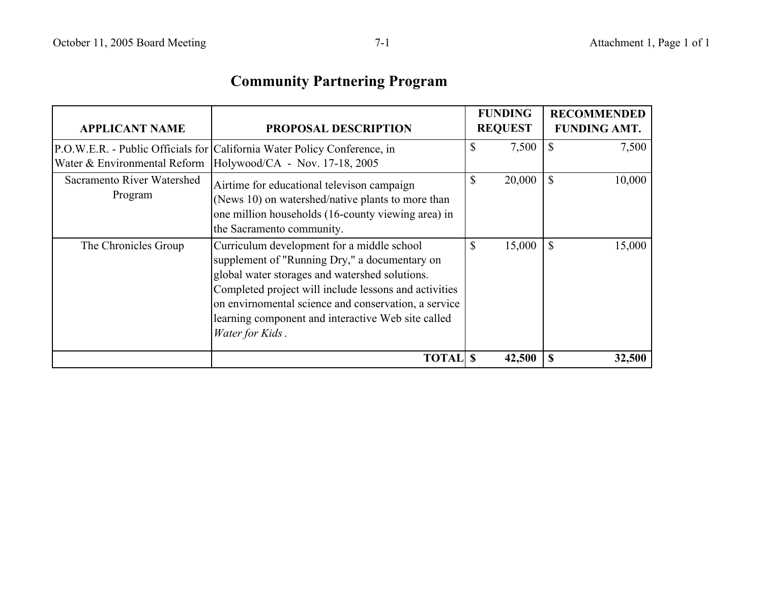# Community Partnering Program

| APPLICANT NAME | PROPOSAL DESCRIPTION | FUNDING REQUEST | RECOMMENDED FUNDING AMT. |
|---|---|---|---|
| P.O.W.E.R. - Public Officials for Water & Environmental Reform | California Water Policy Conference, in Holywood/CA - Nov. 17-18, 2005 | $ 7,500 | $ 7,500 |
| Sacramento River Watershed Program | Airtime for educational televison campaign (News 10) on watershed/native plants to more than one million households (16-county viewing area) in the Sacramento community. | $ 20,000 | $ 10,000 |
| The Chronicles Group | Curriculum development for a middle school supplement of "Running Dry," a documentary on global water storages and watershed solutions. Completed project will include lessons and activities on envirnomental science and conservation, a service learning component and interactive Web site called *Water for Kids* . | $ 15,000 | $ 15,000 |
| | **TOTAL** | **$ 42,500** | **$ 32,500** |